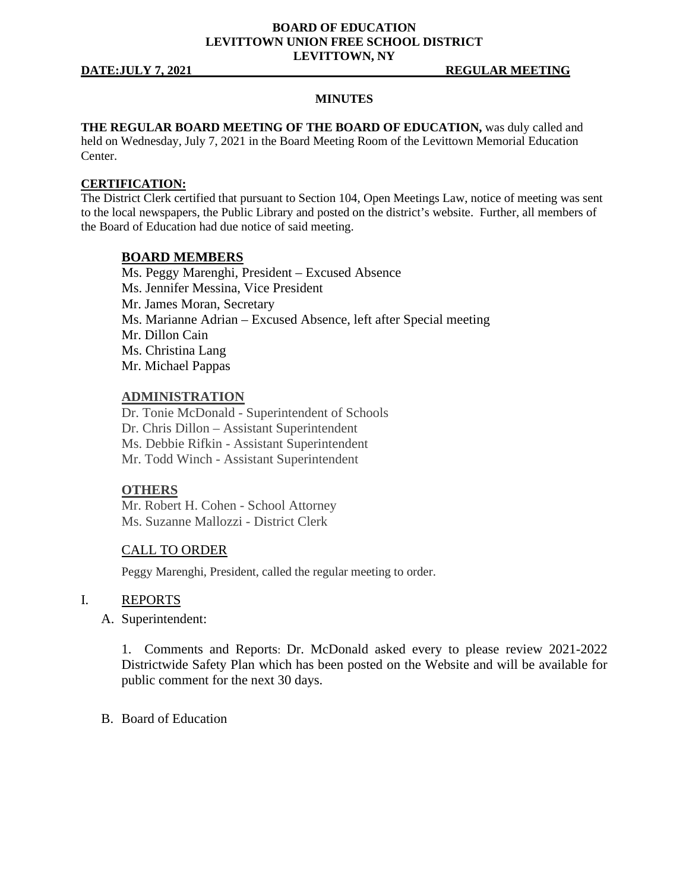**BOARD OF EDUCATION**
**LEVITTOWN UNION FREE SCHOOL DISTRICT**
**LEVITTOWN, NY**

**DATE:JULY 7, 2021** **REGULAR MEETING**

## MINUTES

**THE REGULAR BOARD MEETING OF THE BOARD OF EDUCATION,** was duly called and held on Wednesday, July 7, 2021 in the Board Meeting Room of the Levittown Memorial Education Center.

**CERTIFICATION:**
The District Clerk certified that pursuant to Section 104, Open Meetings Law, notice of meeting was sent to the local newspapers, the Public Library and posted on the district's website. Further, all members of the Board of Education had due notice of said meeting.

### BOARD MEMBERS

Ms. Peggy Marenghi, President – Excused Absence
Ms. Jennifer Messina, Vice President
Mr. James Moran, Secretary
Ms. Marianne Adrian – Excused Absence, left after Special meeting
Mr. Dillon Cain
Ms. Christina Lang
Mr. Michael Pappas

### ADMINISTRATION

Dr. Tonie McDonald - Superintendent of Schools
Dr. Chris Dillon – Assistant Superintendent
Ms. Debbie Rifkin - Assistant Superintendent
Mr. Todd Winch - Assistant Superintendent

### OTHERS

Mr. Robert H. Cohen - School Attorney
Ms. Suzanne Mallozzi - District Clerk

### CALL TO ORDER

Peggy Marenghi, President, called the regular meeting to order.

## I. REPORTS

A. Superintendent:

1. Comments and Reports: Dr. McDonald asked every to please review 2021-2022 Districtwide Safety Plan which has been posted on the Website and will be available for public comment for the next 30 days.

B. Board of Education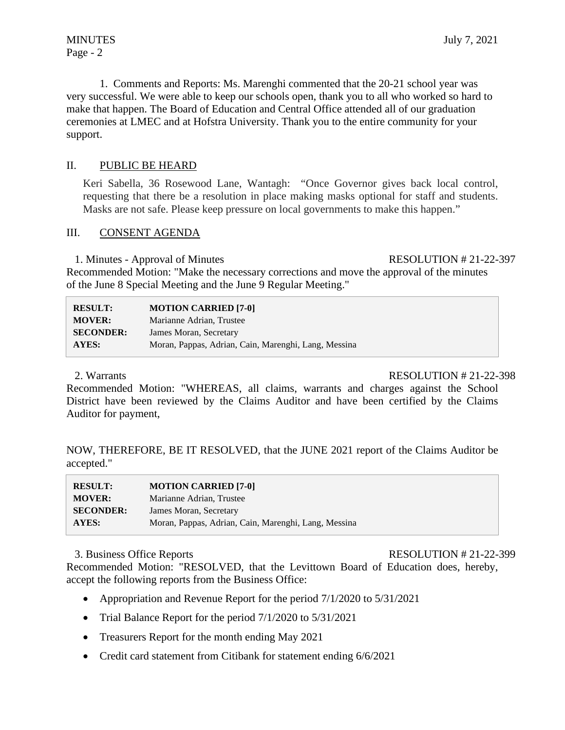1. Comments and Reports: Ms. Marenghi commented that the 20-21 school year was very successful. We were able to keep our schools open, thank you to all who worked so hard to make that happen. The Board of Education and Central Office attended all of our graduation ceremonies at LMEC and at Hofstra University. Thank you to the entire community for your support.

## II. PUBLIC BE HEARD

Keri Sabella, 36 Rosewood Lane, Wantagh: "Once Governor gives back local control, requesting that there be a resolution in place making masks optional for staff and students. Masks are not safe. Please keep pressure on local governments to make this happen."

## III. CONSENT AGENDA

1. Minutes - Approval of Minutes — RESOLUTION # 21-22-397

Recommended Motion: "Make the necessary corrections and move the approval of the minutes of the June 8 Special Meeting and the June 9 Regular Meeting."

| | |
|---|---|
| **RESULT:** | **MOTION CARRIED [7-0]** |
| **MOVER:** | Marianne Adrian, Trustee |
| **SECONDER:** | James Moran, Secretary |
| **AYES:** | Moran, Pappas, Adrian, Cain, Marenghi, Lang, Messina |

2. Warrants — RESOLUTION # 21-22-398

Recommended Motion: "WHEREAS, all claims, warrants and charges against the School District have been reviewed by the Claims Auditor and have been certified by the Claims Auditor for payment,

NOW, THEREFORE, BE IT RESOLVED, that the JUNE 2021 report of the Claims Auditor be accepted."

| | |
|---|---|
| **RESULT:** | **MOTION CARRIED [7-0]** |
| **MOVER:** | Marianne Adrian, Trustee |
| **SECONDER:** | James Moran, Secretary |
| **AYES:** | Moran, Pappas, Adrian, Cain, Marenghi, Lang, Messina |

3. Business Office Reports — RESOLUTION # 21-22-399

Recommended Motion: "RESOLVED, that the Levittown Board of Education does, hereby, accept the following reports from the Business Office:

- Appropriation and Revenue Report for the period 7/1/2020 to 5/31/2021
- Trial Balance Report for the period 7/1/2020 to 5/31/2021
- Treasurers Report for the month ending May 2021
- Credit card statement from Citibank for statement ending 6/6/2021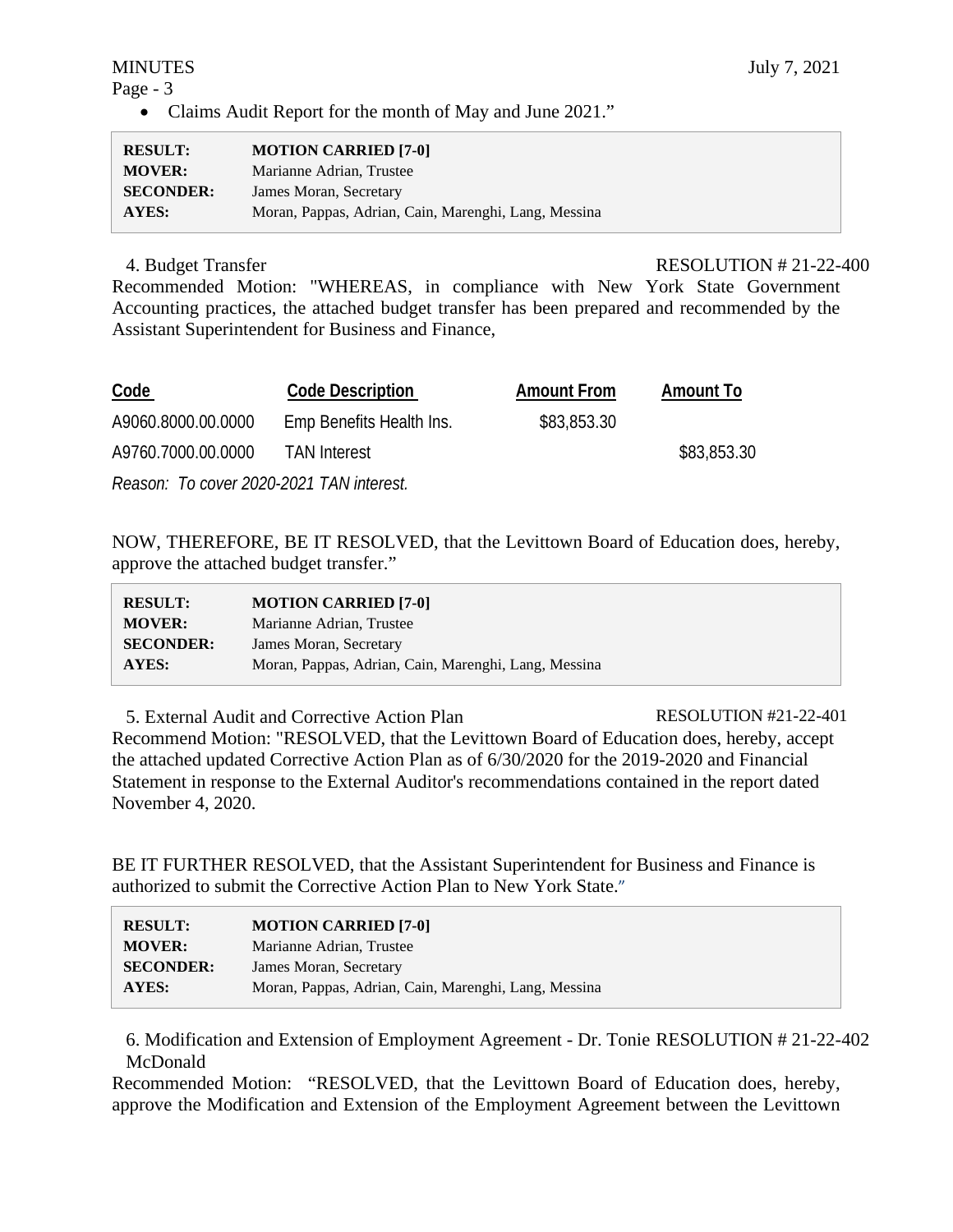- Claims Audit Report for the month of May and June 2021."

| | |
|---|---|
| **RESULT:** | **MOTION CARRIED [7-0]** |
| **MOVER:** | Marianne Adrian, Trustee |
| **SECONDER:** | James Moran, Secretary |
| **AYES:** | Moran, Pappas, Adrian, Cain, Marenghi, Lang, Messina |

4. Budget Transfer RESOLUTION # 21-22-400

Recommended Motion: "WHEREAS, in compliance with New York State Government Accounting practices, the attached budget transfer has been prepared and recommended by the Assistant Superintendent for Business and Finance,

| Code | Code Description | Amount From | Amount To |
|---|---|---|---|
| A9060.8000.00.0000 | Emp Benefits Health Ins. | $83,853.30 | |
| A9760.7000.00.0000 | TAN Interest | | $83,853.30 |

*Reason: To cover 2020-2021 TAN interest.*

NOW, THEREFORE, BE IT RESOLVED, that the Levittown Board of Education does, hereby, approve the attached budget transfer."

| | |
|---|---|
| **RESULT:** | **MOTION CARRIED [7-0]** |
| **MOVER:** | Marianne Adrian, Trustee |
| **SECONDER:** | James Moran, Secretary |
| **AYES:** | Moran, Pappas, Adrian, Cain, Marenghi, Lang, Messina |

5. External Audit and Corrective Action Plan RESOLUTION #21-22-401

Recommend Motion: "RESOLVED, that the Levittown Board of Education does, hereby, accept the attached updated Corrective Action Plan as of 6/30/2020 for the 2019-2020 and Financial Statement in response to the External Auditor's recommendations contained in the report dated November 4, 2020.

BE IT FURTHER RESOLVED, that the Assistant Superintendent for Business and Finance is authorized to submit the Corrective Action Plan to New York State."

| | |
|---|---|
| **RESULT:** | **MOTION CARRIED [7-0]** |
| **MOVER:** | Marianne Adrian, Trustee |
| **SECONDER:** | James Moran, Secretary |
| **AYES:** | Moran, Pappas, Adrian, Cain, Marenghi, Lang, Messina |

6. Modification and Extension of Employment Agreement - Dr. Tonie McDonald RESOLUTION # 21-22-402

Recommended Motion: "RESOLVED, that the Levittown Board of Education does, hereby, approve the Modification and Extension of the Employment Agreement between the Levittown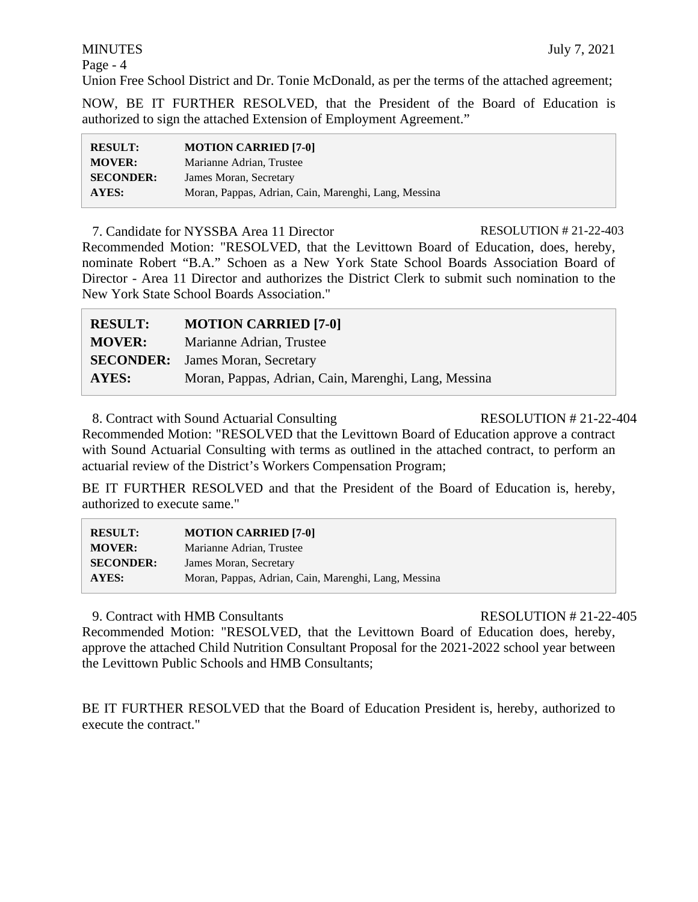Union Free School District and Dr. Tonie McDonald, as per the terms of the attached agreement;

NOW, BE IT FURTHER RESOLVED, that the President of the Board of Education is authorized to sign the attached Extension of Employment Agreement."

| | |
|---|---|
| **RESULT:** | **MOTION CARRIED [7-0]** |
| **MOVER:** | Marianne Adrian, Trustee |
| **SECONDER:** | James Moran, Secretary |
| **AYES:** | Moran, Pappas, Adrian, Cain, Marenghi, Lang, Messina |

7. Candidate for NYSSBA Area 11 Director — RESOLUTION # 21-22-403

Recommended Motion: "RESOLVED, that the Levittown Board of Education, does, hereby, nominate Robert "B.A." Schoen as a New York State School Boards Association Board of Director - Area 11 Director and authorizes the District Clerk to submit such nomination to the New York State School Boards Association."

| | |
|---|---|
| **RESULT:** | **MOTION CARRIED [7-0]** |
| **MOVER:** | Marianne Adrian, Trustee |
| **SECONDER:** | James Moran, Secretary |
| **AYES:** | Moran, Pappas, Adrian, Cain, Marenghi, Lang, Messina |

8. Contract with Sound Actuarial Consulting — RESOLUTION # 21-22-404

Recommended Motion: "RESOLVED that the Levittown Board of Education approve a contract with Sound Actuarial Consulting with terms as outlined in the attached contract, to perform an actuarial review of the District's Workers Compensation Program;

BE IT FURTHER RESOLVED and that the President of the Board of Education is, hereby, authorized to execute same."

| | |
|---|---|
| **RESULT:** | **MOTION CARRIED [7-0]** |
| **MOVER:** | Marianne Adrian, Trustee |
| **SECONDER:** | James Moran, Secretary |
| **AYES:** | Moran, Pappas, Adrian, Cain, Marenghi, Lang, Messina |

9. Contract with HMB Consultants — RESOLUTION # 21-22-405

Recommended Motion: "RESOLVED, that the Levittown Board of Education does, hereby, approve the attached Child Nutrition Consultant Proposal for the 2021-2022 school year between the Levittown Public Schools and HMB Consultants;

BE IT FURTHER RESOLVED that the Board of Education President is, hereby, authorized to execute the contract."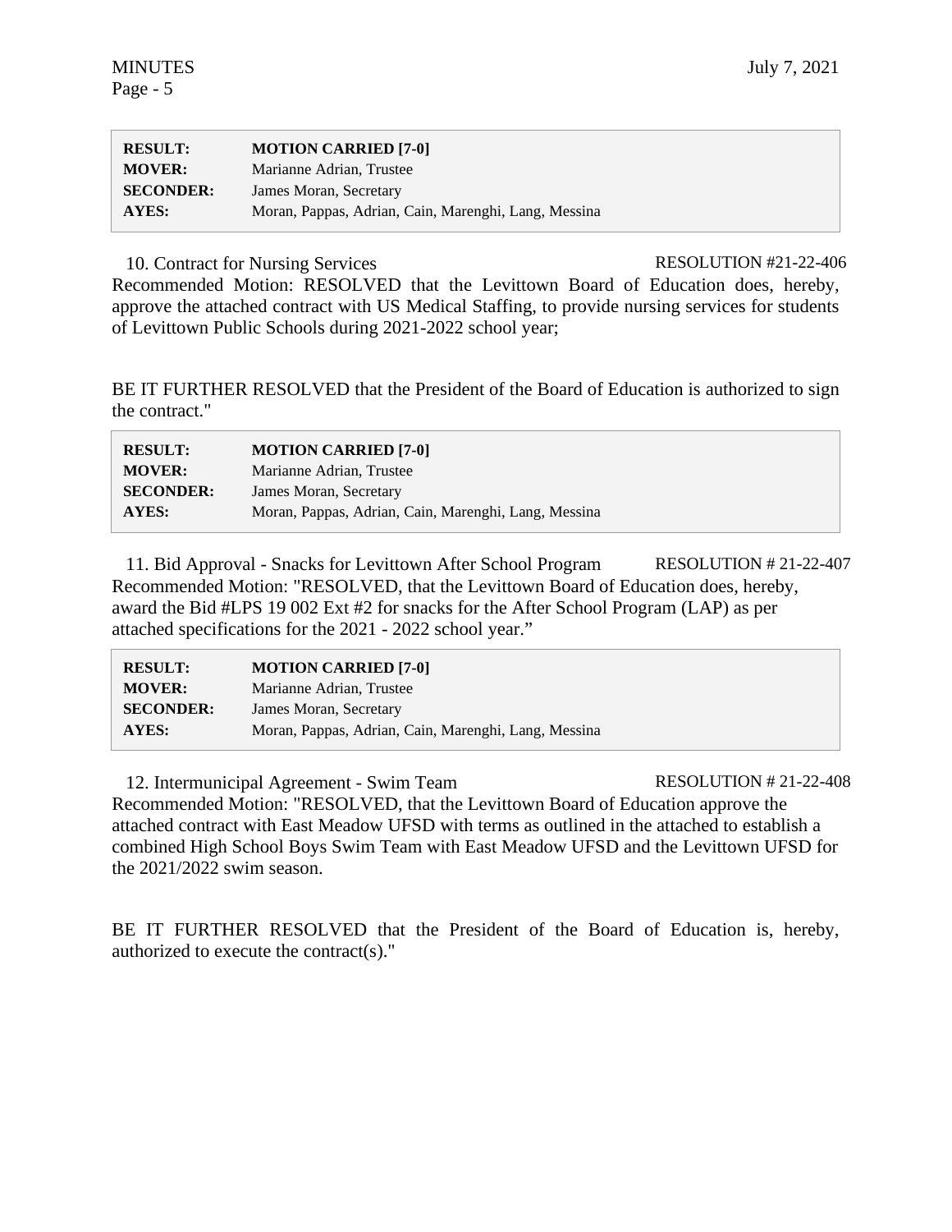| | |
|---|---|
| **RESULT:** | **MOTION CARRIED [7-0]** |
| **MOVER:** | Marianne Adrian, Trustee |
| **SECONDER:** | James Moran, Secretary |
| **AYES:** | Moran, Pappas, Adrian, Cain, Marenghi, Lang, Messina |

10. Contract for Nursing Services — RESOLUTION #21-22-406

Recommended Motion: RESOLVED that the Levittown Board of Education does, hereby, approve the attached contract with US Medical Staffing, to provide nursing services for students of Levittown Public Schools during 2021-2022 school year;

BE IT FURTHER RESOLVED that the President of the Board of Education is authorized to sign the contract."

| | |
|---|---|
| **RESULT:** | **MOTION CARRIED [7-0]** |
| **MOVER:** | Marianne Adrian, Trustee |
| **SECONDER:** | James Moran, Secretary |
| **AYES:** | Moran, Pappas, Adrian, Cain, Marenghi, Lang, Messina |

11. Bid Approval - Snacks for Levittown After School Program — RESOLUTION # 21-22-407

Recommended Motion: "RESOLVED, that the Levittown Board of Education does, hereby, award the Bid #LPS 19 002 Ext #2 for snacks for the After School Program (LAP) as per attached specifications for the 2021 - 2022 school year."

| | |
|---|---|
| **RESULT:** | **MOTION CARRIED [7-0]** |
| **MOVER:** | Marianne Adrian, Trustee |
| **SECONDER:** | James Moran, Secretary |
| **AYES:** | Moran, Pappas, Adrian, Cain, Marenghi, Lang, Messina |

12. Intermunicipal Agreement - Swim Team — RESOLUTION # 21-22-408

Recommended Motion: "RESOLVED, that the Levittown Board of Education approve the attached contract with East Meadow UFSD with terms as outlined in the attached to establish a combined High School Boys Swim Team with East Meadow UFSD and the Levittown UFSD for the 2021/2022 swim season.

BE IT FURTHER RESOLVED that the President of the Board of Education is, hereby, authorized to execute the contract(s)."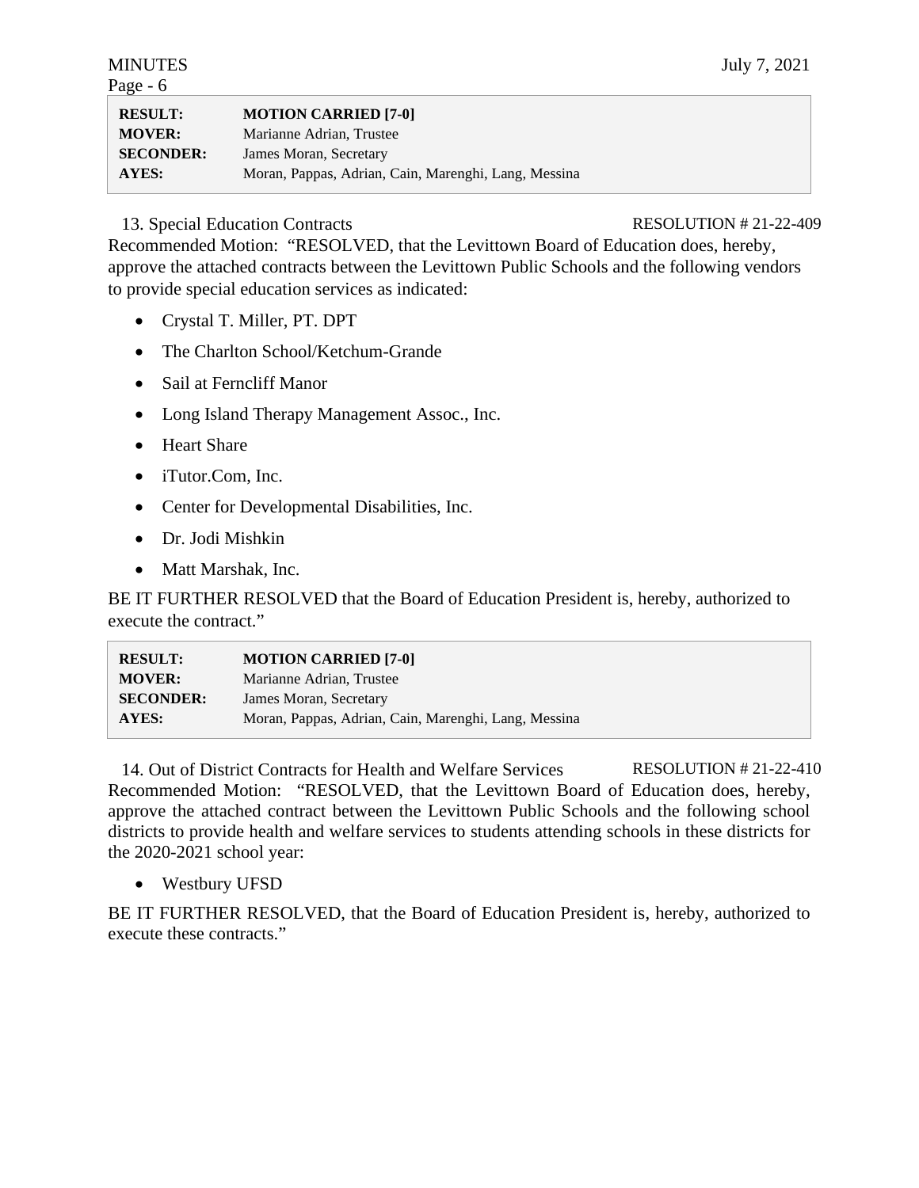| | |
|---|---|
| **RESULT:** | **MOTION CARRIED [7-0]** |
| **MOVER:** | Marianne Adrian, Trustee |
| **SECONDER:** | James Moran, Secretary |
| **AYES:** | Moran, Pappas, Adrian, Cain, Marenghi, Lang, Messina |

13. Special Education Contracts RESOLUTION # 21-22-409

Recommended Motion: "RESOLVED, that the Levittown Board of Education does, hereby, approve the attached contracts between the Levittown Public Schools and the following vendors to provide special education services as indicated:

- Crystal T. Miller, PT. DPT
- The Charlton School/Ketchum-Grande
- Sail at Ferncliff Manor
- Long Island Therapy Management Assoc., Inc.
- Heart Share
- iTutor.Com, Inc.
- Center for Developmental Disabilities, Inc.
- Dr. Jodi Mishkin
- Matt Marshak, Inc.

BE IT FURTHER RESOLVED that the Board of Education President is, hereby, authorized to execute the contract."

| | |
|---|---|
| **RESULT:** | **MOTION CARRIED [7-0]** |
| **MOVER:** | Marianne Adrian, Trustee |
| **SECONDER:** | James Moran, Secretary |
| **AYES:** | Moran, Pappas, Adrian, Cain, Marenghi, Lang, Messina |

14. Out of District Contracts for Health and Welfare Services RESOLUTION # 21-22-410

Recommended Motion: "RESOLVED, that the Levittown Board of Education does, hereby, approve the attached contract between the Levittown Public Schools and the following school districts to provide health and welfare services to students attending schools in these districts for the 2020-2021 school year:

- Westbury UFSD

BE IT FURTHER RESOLVED, that the Board of Education President is, hereby, authorized to execute these contracts."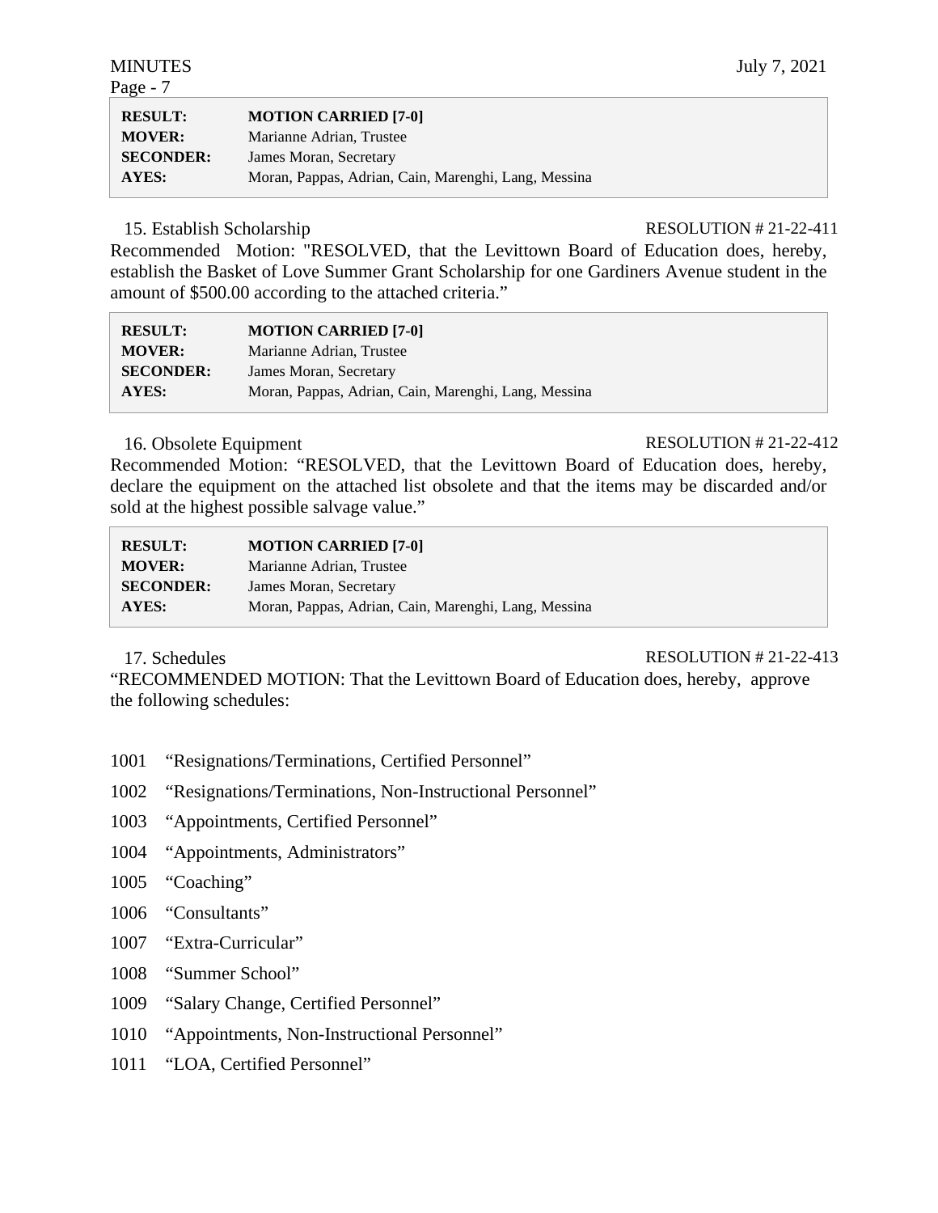| | |
|---|---|
| **RESULT:** | **MOTION CARRIED [7-0]** |
| **MOVER:** | Marianne Adrian, Trustee |
| **SECONDER:** | James Moran, Secretary |
| **AYES:** | Moran, Pappas, Adrian, Cain, Marenghi, Lang, Messina |

15. Establish Scholarship RESOLUTION # 21-22-411

Recommended Motion: "RESOLVED, that the Levittown Board of Education does, hereby, establish the Basket of Love Summer Grant Scholarship for one Gardiners Avenue student in the amount of $500.00 according to the attached criteria."

| | |
|---|---|
| **RESULT:** | **MOTION CARRIED [7-0]** |
| **MOVER:** | Marianne Adrian, Trustee |
| **SECONDER:** | James Moran, Secretary |
| **AYES:** | Moran, Pappas, Adrian, Cain, Marenghi, Lang, Messina |

16. Obsolete Equipment RESOLUTION # 21-22-412

Recommended Motion: "RESOLVED, that the Levittown Board of Education does, hereby, declare the equipment on the attached list obsolete and that the items may be discarded and/or sold at the highest possible salvage value."

| | |
|---|---|
| **RESULT:** | **MOTION CARRIED [7-0]** |
| **MOVER:** | Marianne Adrian, Trustee |
| **SECONDER:** | James Moran, Secretary |
| **AYES:** | Moran, Pappas, Adrian, Cain, Marenghi, Lang, Messina |

17. Schedules RESOLUTION # 21-22-413

"RECOMMENDED MOTION: That the Levittown Board of Education does, hereby, approve the following schedules:

1001 "Resignations/Terminations, Certified Personnel"

1002 "Resignations/Terminations, Non-Instructional Personnel"

1003 "Appointments, Certified Personnel"

1004 "Appointments, Administrators"

1005 "Coaching"

1006 "Consultants"

1007 "Extra-Curricular"

1008 "Summer School"

1009 "Salary Change, Certified Personnel"

1010 "Appointments, Non-Instructional Personnel"

1011 "LOA, Certified Personnel"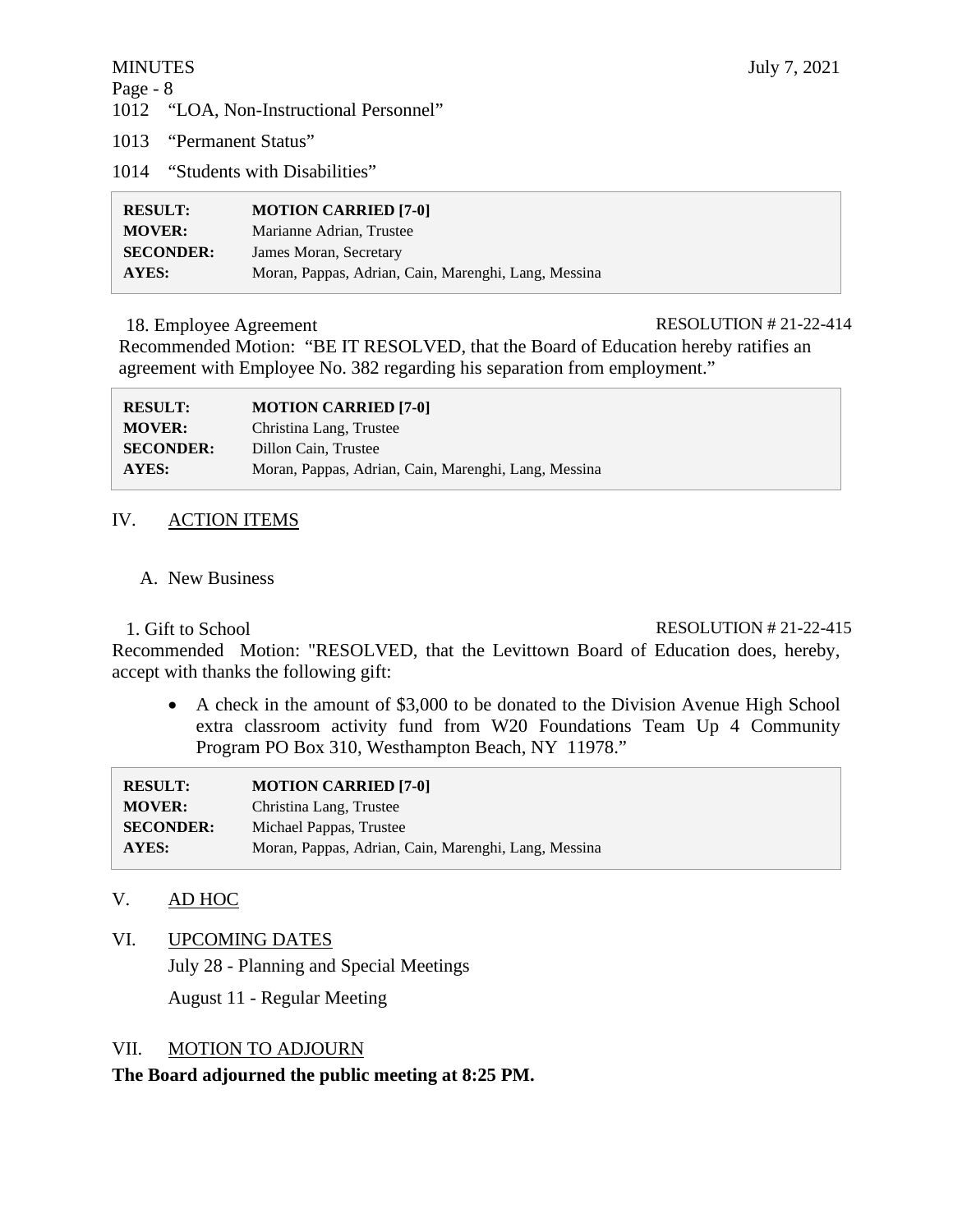1012 "LOA, Non-Instructional Personnel"

1013 "Permanent Status"

1014 "Students with Disabilities"

| | |
|---|---|
| **RESULT:** | **MOTION CARRIED [7-0]** |
| **MOVER:** | Marianne Adrian, Trustee |
| **SECONDER:** | James Moran, Secretary |
| **AYES:** | Moran, Pappas, Adrian, Cain, Marenghi, Lang, Messina |

18. Employee Agreement — RESOLUTION # 21-22-414

Recommended Motion: "BE IT RESOLVED, that the Board of Education hereby ratifies an agreement with Employee No. 382 regarding his separation from employment."

| | |
|---|---|
| **RESULT:** | **MOTION CARRIED [7-0]** |
| **MOVER:** | Christina Lang, Trustee |
| **SECONDER:** | Dillon Cain, Trustee |
| **AYES:** | Moran, Pappas, Adrian, Cain, Marenghi, Lang, Messina |

## IV. ACTION ITEMS

### A. New Business

1. Gift to School — RESOLUTION # 21-22-415

Recommended Motion: "RESOLVED, that the Levittown Board of Education does, hereby, accept with thanks the following gift:

- A check in the amount of $3,000 to be donated to the Division Avenue High School extra classroom activity fund from W20 Foundations Team Up 4 Community Program PO Box 310, Westhampton Beach, NY 11978."

| | |
|---|---|
| **RESULT:** | **MOTION CARRIED [7-0]** |
| **MOVER:** | Christina Lang, Trustee |
| **SECONDER:** | Michael Pappas, Trustee |
| **AYES:** | Moran, Pappas, Adrian, Cain, Marenghi, Lang, Messina |

## V. AD HOC

## VI. UPCOMING DATES

July 28 - Planning and Special Meetings

August 11 - Regular Meeting

## VII. MOTION TO ADJOURN

**The Board adjourned the public meeting at 8:25 PM.**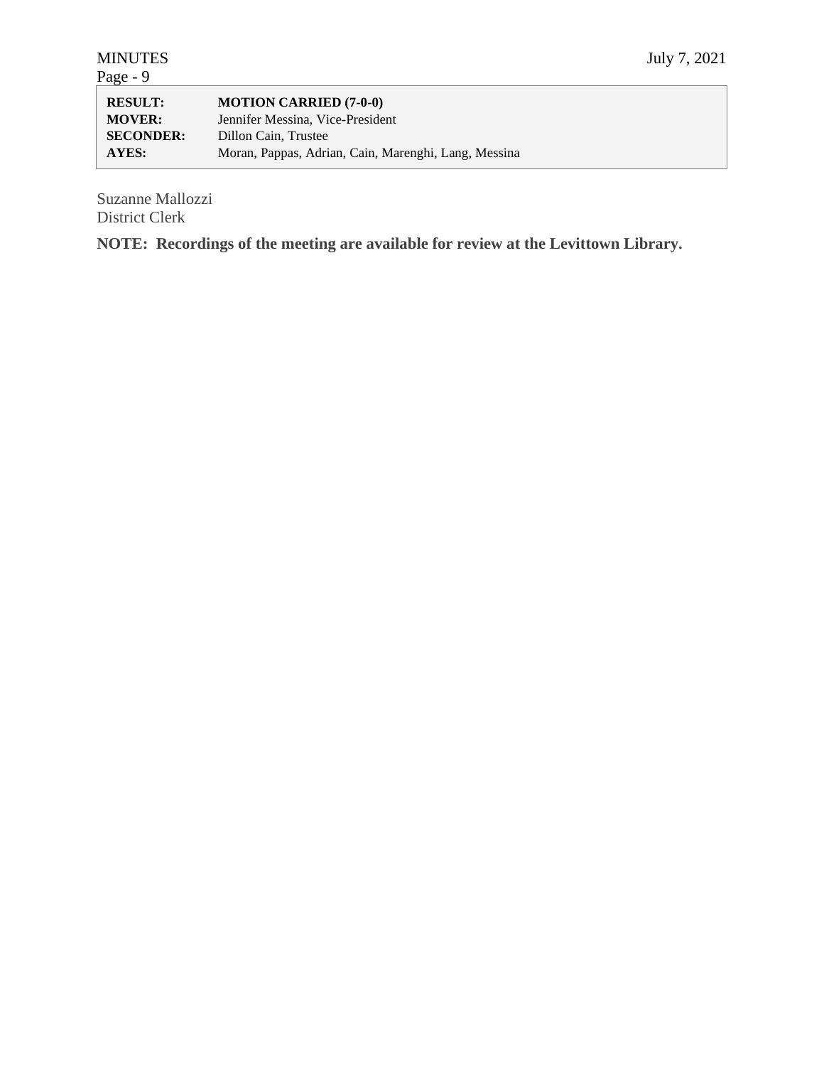| | |
|---|---|
| **RESULT:** | **MOTION CARRIED (7-0-0)** |
| **MOVER:** | Jennifer Messina, Vice-President |
| **SECONDER:** | Dillon Cain, Trustee |
| **AYES:** | Moran, Pappas, Adrian, Cain, Marenghi, Lang, Messina |

Suzanne Mallozzi
District Clerk

**NOTE: Recordings of the meeting are available for review at the Levittown Library.**